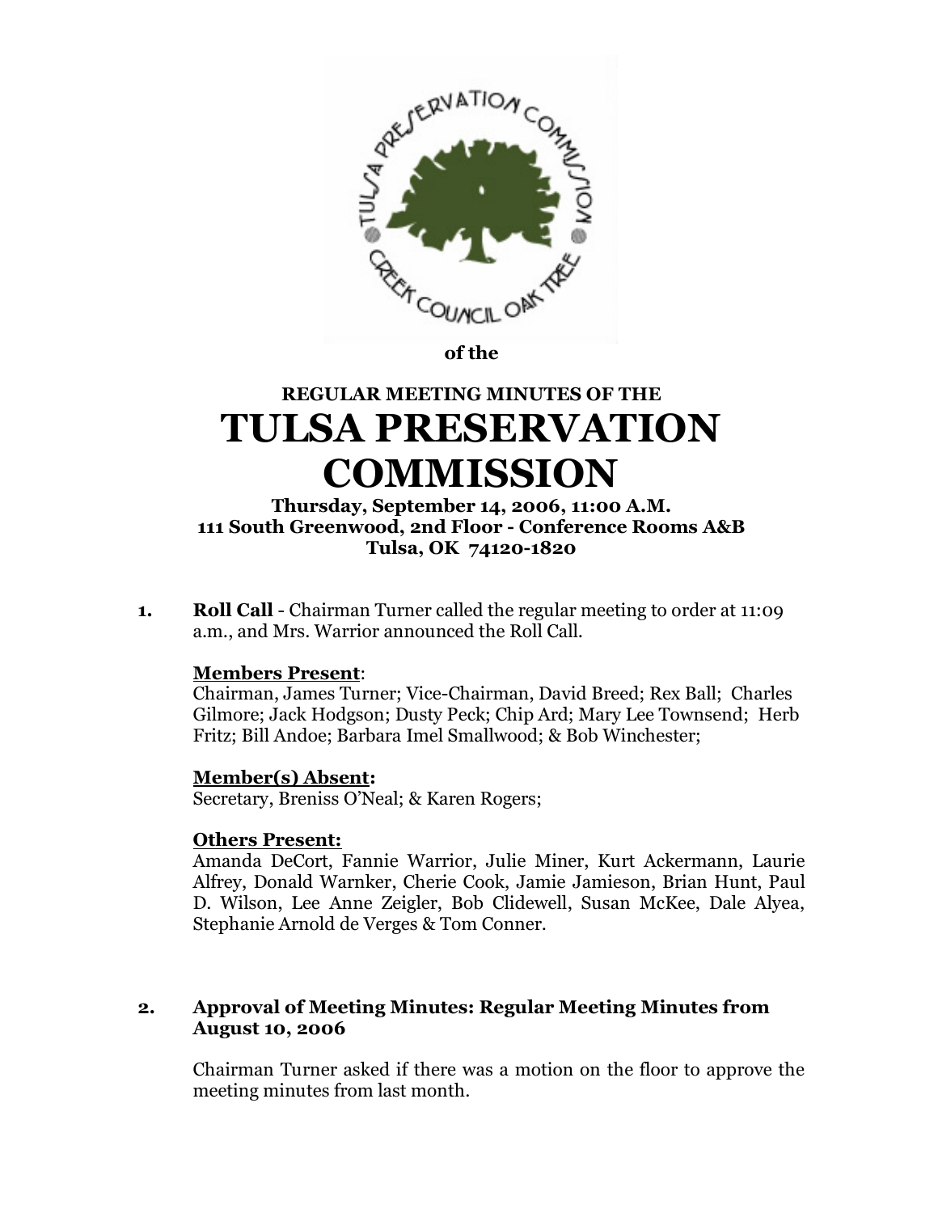of the

**REGULAR MEETING MINUTES OF THE**

# TULSA PRESERVATION COMMISSION

**Thursday, September 14, 2006, 11:00 A.M.**
**111 South Greenwood, 2nd Floor - Conference Rooms A&B**
**Tulsa, OK 74120-1820**

**1. Roll Call** - Chairman Turner called the regular meeting to order at 11:09 a.m., and Mrs. Warrior announced the Roll Call.

**Members Present**:
Chairman, James Turner; Vice-Chairman, David Breed; Rex Ball; Charles Gilmore; Jack Hodgson; Dusty Peck; Chip Ard; Mary Lee Townsend; Herb Fritz; Bill Andoe; Barbara Imel Smallwood; & Bob Winchester;

**Member(s) Absent:**
Secretary, Breniss O'Neal; & Karen Rogers;

**Others Present:**
Amanda DeCort, Fannie Warrior, Julie Miner, Kurt Ackermann, Laurie Alfrey, Donald Warnker, Cherie Cook, Jamie Jamieson, Brian Hunt, Paul D. Wilson, Lee Anne Zeigler, Bob Clidewell, Susan McKee, Dale Alyea, Stephanie Arnold de Verges & Tom Conner.

**2. Approval of Meeting Minutes: Regular Meeting Minutes from August 10, 2006**

Chairman Turner asked if there was a motion on the floor to approve the meeting minutes from last month.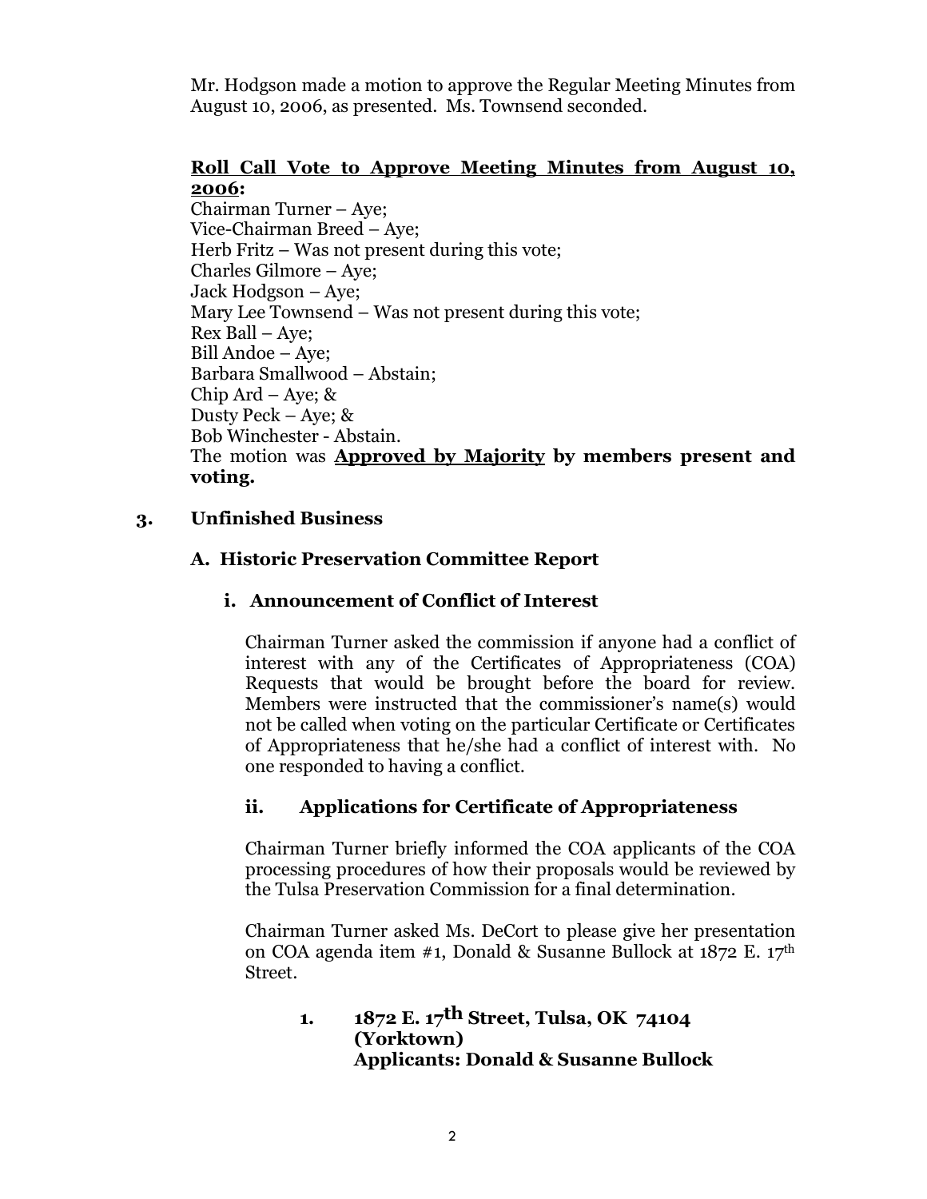Mr. Hodgson made a motion to approve the Regular Meeting Minutes from August 10, 2006, as presented. Ms. Townsend seconded.

**<u>Roll Call Vote to Approve Meeting Minutes from August 10, 2006</u>:**
Chairman Turner – Aye;
Vice-Chairman Breed – Aye;
Herb Fritz – Was not present during this vote;
Charles Gilmore – Aye;
Jack Hodgson – Aye;
Mary Lee Townsend – Was not present during this vote;
Rex Ball – Aye;
Bill Andoe – Aye;
Barbara Smallwood – Abstain;
Chip Ard – Aye; &
Dusty Peck – Aye; &
Bob Winchester - Abstain.
The motion was **<u>Approved by Majority</u> by members present and voting.**

### 3. Unfinished Business

#### A. Historic Preservation Committee Report

##### i. Announcement of Conflict of Interest

Chairman Turner asked the commission if anyone had a conflict of interest with any of the Certificates of Appropriateness (COA) Requests that would be brought before the board for review. Members were instructed that the commissioner's name(s) would not be called when voting on the particular Certificate or Certificates of Appropriateness that he/she had a conflict of interest with. No one responded to having a conflict.

##### ii. Applications for Certificate of Appropriateness

Chairman Turner briefly informed the COA applicants of the COA processing procedures of how their proposals would be reviewed by the Tulsa Preservation Commission for a final determination.

Chairman Turner asked Ms. DeCort to please give her presentation on COA agenda item #1, Donald & Susanne Bullock at 1872 E. 17th Street.

**1. 1872 E. 17th Street, Tulsa, OK 74104
(Yorktown)
Applicants: Donald & Susanne Bullock**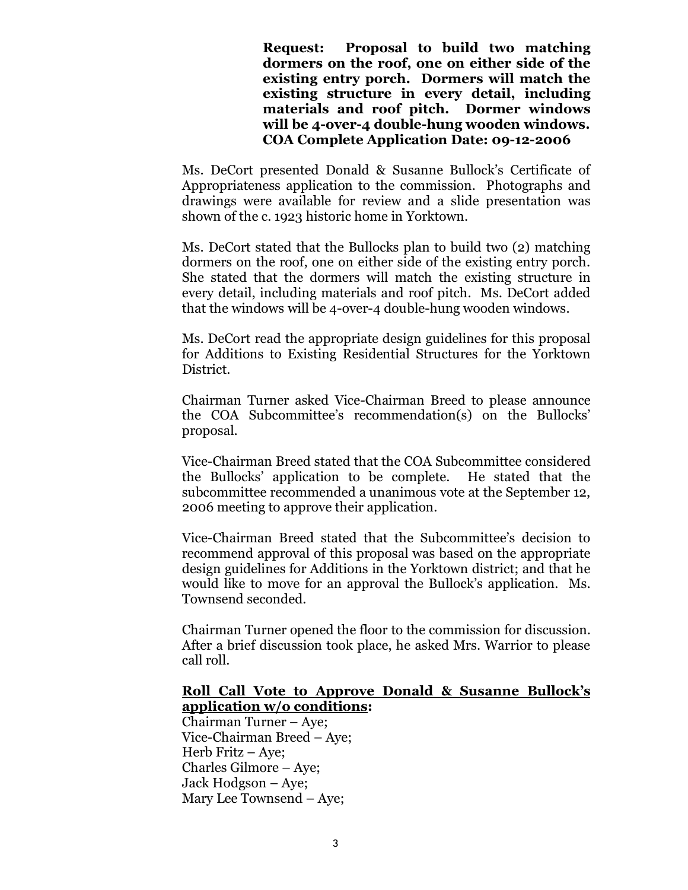**Request: Proposal to build two matching dormers on the roof, one on either side of the existing entry porch. Dormers will match the existing structure in every detail, including materials and roof pitch. Dormer windows will be 4-over-4 double-hung wooden windows. COA Complete Application Date: 09-12-2006**

Ms. DeCort presented Donald & Susanne Bullock's Certificate of Appropriateness application to the commission. Photographs and drawings were available for review and a slide presentation was shown of the c. 1923 historic home in Yorktown.

Ms. DeCort stated that the Bullocks plan to build two (2) matching dormers on the roof, one on either side of the existing entry porch. She stated that the dormers will match the existing structure in every detail, including materials and roof pitch. Ms. DeCort added that the windows will be 4-over-4 double-hung wooden windows.

Ms. DeCort read the appropriate design guidelines for this proposal for Additions to Existing Residential Structures for the Yorktown District.

Chairman Turner asked Vice-Chairman Breed to please announce the COA Subcommittee's recommendation(s) on the Bullocks' proposal.

Vice-Chairman Breed stated that the COA Subcommittee considered the Bullocks' application to be complete. He stated that the subcommittee recommended a unanimous vote at the September 12, 2006 meeting to approve their application.

Vice-Chairman Breed stated that the Subcommittee's decision to recommend approval of this proposal was based on the appropriate design guidelines for Additions in the Yorktown district; and that he would like to move for an approval the Bullock's application. Ms. Townsend seconded.

Chairman Turner opened the floor to the commission for discussion. After a brief discussion took place, he asked Mrs. Warrior to please call roll.

**<u>Roll Call Vote to Approve Donald & Susanne Bullock's application w/o conditions</u>:**

Chairman Turner – Aye;
Vice-Chairman Breed – Aye;
Herb Fritz – Aye;
Charles Gilmore – Aye;
Jack Hodgson – Aye;
Mary Lee Townsend – Aye;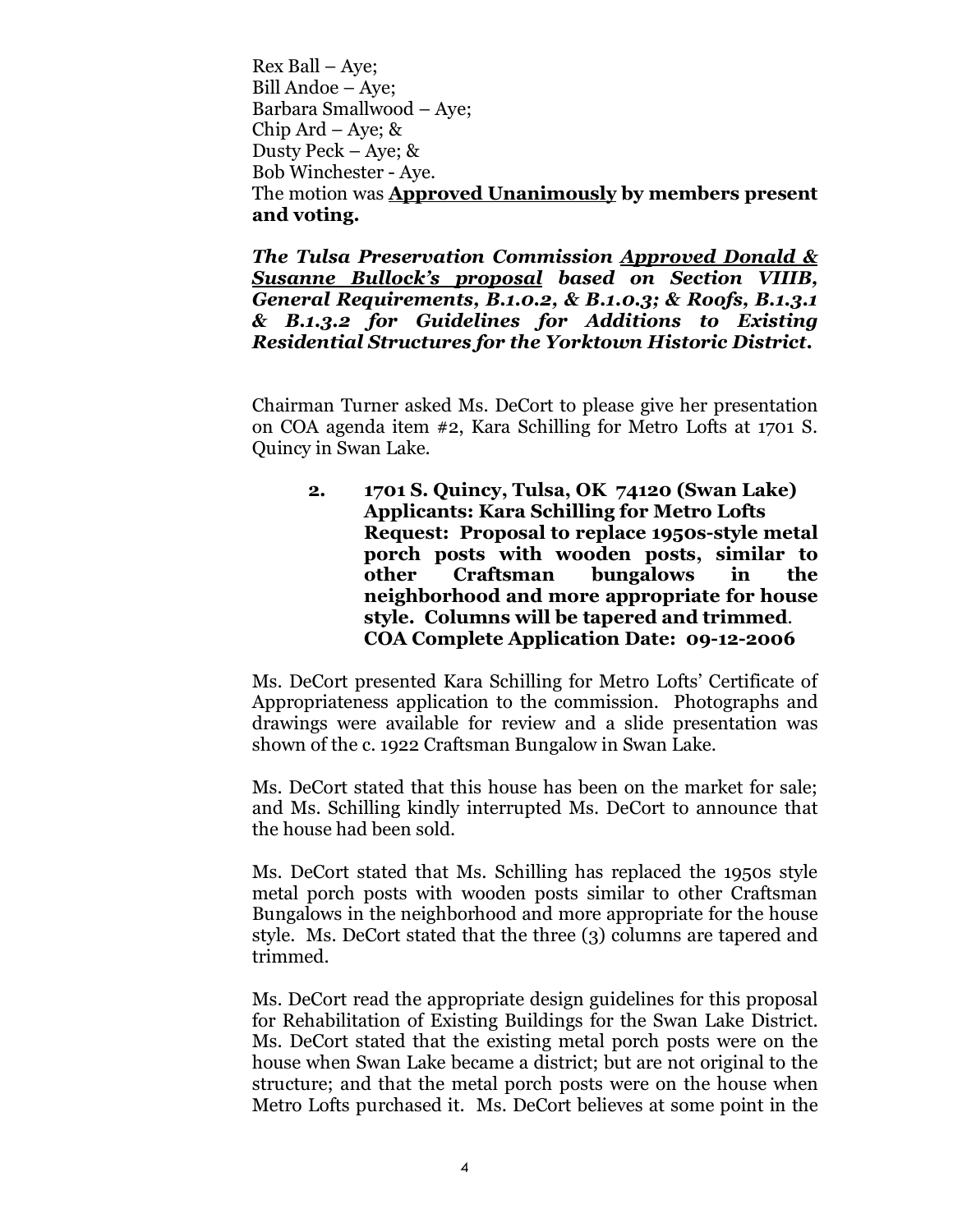Rex Ball – Aye;  
Bill Andoe – Aye;  
Barbara Smallwood – Aye;  
Chip Ard – Aye; &  
Dusty Peck – Aye; &  
Bob Winchester - Aye.  
The motion was **<u>Approved Unanimously</u> by members present and voting.**

***The Tulsa Preservation Commission <u>Approved Donald & Susanne Bullock's proposal</u> based on Section VIIIB, General Requirements, B.1.0.2, & B.1.0.3; & Roofs, B.1.3.1 & B.1.3.2 for Guidelines for Additions to Existing Residential Structures for the Yorktown Historic District.***

Chairman Turner asked Ms. DeCort to please give her presentation on COA agenda item #2, Kara Schilling for Metro Lofts at 1701 S. Quincy in Swan Lake.

> **2. 1701 S. Quincy, Tulsa, OK 74120 (Swan Lake)**
> **Applicants: Kara Schilling for Metro Lofts**
> **Request: Proposal to replace 1950s-style metal porch posts with wooden posts, similar to other Craftsman bungalows in the neighborhood and more appropriate for house style. Columns will be tapered and trimmed.**
> **COA Complete Application Date: 09-12-2006**

Ms. DeCort presented Kara Schilling for Metro Lofts' Certificate of Appropriateness application to the commission. Photographs and drawings were available for review and a slide presentation was shown of the c. 1922 Craftsman Bungalow in Swan Lake.

Ms. DeCort stated that this house has been on the market for sale; and Ms. Schilling kindly interrupted Ms. DeCort to announce that the house had been sold.

Ms. DeCort stated that Ms. Schilling has replaced the 1950s style metal porch posts with wooden posts similar to other Craftsman Bungalows in the neighborhood and more appropriate for the house style. Ms. DeCort stated that the three (3) columns are tapered and trimmed.

Ms. DeCort read the appropriate design guidelines for this proposal for Rehabilitation of Existing Buildings for the Swan Lake District. Ms. DeCort stated that the existing metal porch posts were on the house when Swan Lake became a district; but are not original to the structure; and that the metal porch posts were on the house when Metro Lofts purchased it. Ms. DeCort believes at some point in the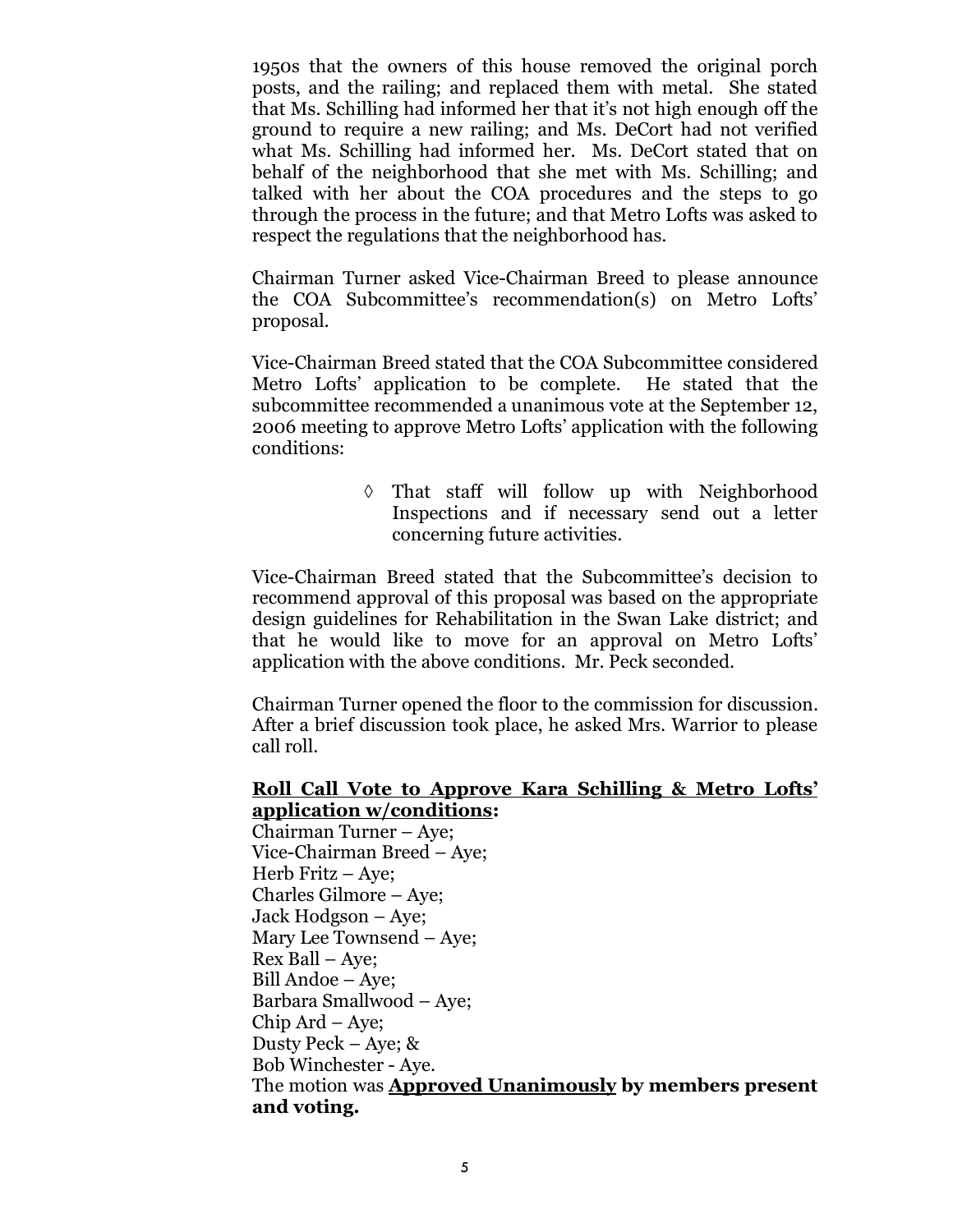1950s that the owners of this house removed the original porch posts, and the railing; and replaced them with metal. She stated that Ms. Schilling had informed her that it's not high enough off the ground to require a new railing; and Ms. DeCort had not verified what Ms. Schilling had informed her. Ms. DeCort stated that on behalf of the neighborhood that she met with Ms. Schilling; and talked with her about the COA procedures and the steps to go through the process in the future; and that Metro Lofts was asked to respect the regulations that the neighborhood has.

Chairman Turner asked Vice-Chairman Breed to please announce the COA Subcommittee's recommendation(s) on Metro Lofts' proposal.

Vice-Chairman Breed stated that the COA Subcommittee considered Metro Lofts' application to be complete. He stated that the subcommittee recommended a unanimous vote at the September 12, 2006 meeting to approve Metro Lofts' application with the following conditions:

◊ That staff will follow up with Neighborhood Inspections and if necessary send out a letter concerning future activities.

Vice-Chairman Breed stated that the Subcommittee's decision to recommend approval of this proposal was based on the appropriate design guidelines for Rehabilitation in the Swan Lake district; and that he would like to move for an approval on Metro Lofts' application with the above conditions. Mr. Peck seconded.

Chairman Turner opened the floor to the commission for discussion. After a brief discussion took place, he asked Mrs. Warrior to please call roll.

**Roll Call Vote to Approve Kara Schilling & Metro Lofts' application w/conditions:**

Chairman Turner – Aye;
Vice-Chairman Breed – Aye;
Herb Fritz – Aye;
Charles Gilmore – Aye;
Jack Hodgson – Aye;
Mary Lee Townsend – Aye;
Rex Ball – Aye;
Bill Andoe – Aye;
Barbara Smallwood – Aye;
Chip Ard – Aye;
Dusty Peck – Aye; &
Bob Winchester - Aye.

The motion was **Approved Unanimously by members present and voting.**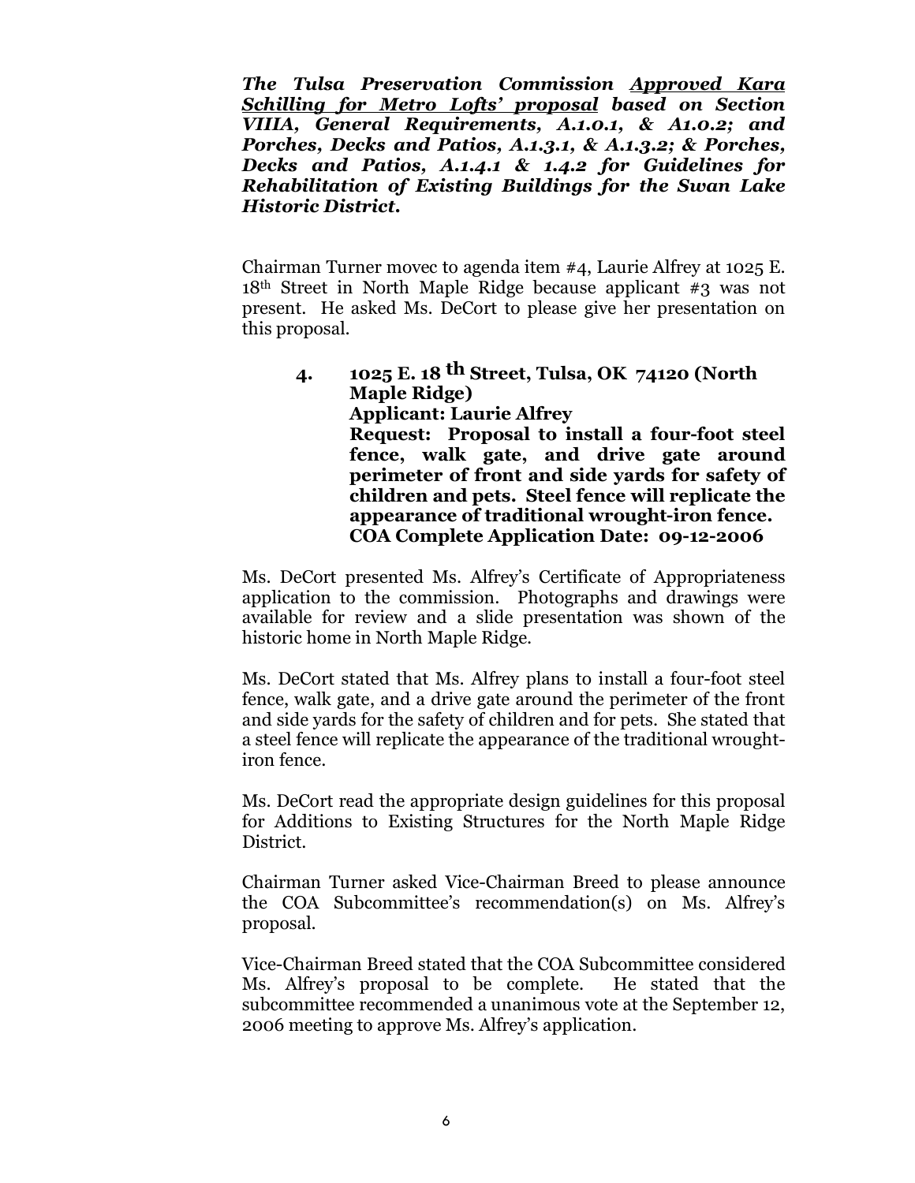***The Tulsa Preservation Commission <u>Approved Kara Schilling for Metro Lofts' proposal</u> based on Section VIIIA, General Requirements, A.1.0.1, & A1.0.2; and Porches, Decks and Patios, A.1.3.1, & A.1.3.2; & Porches, Decks and Patios, A.1.4.1 & 1.4.2 for Guidelines for Rehabilitation of Existing Buildings for the Swan Lake Historic District.***

Chairman Turner movec to agenda item #4, Laurie Alfrey at 1025 E. 18th Street in North Maple Ridge because applicant #3 was not present. He asked Ms. DeCort to please give her presentation on this proposal.

4. **1025 E. 18 th Street, Tulsa, OK 74120 (North Maple Ridge)**
   **Applicant: Laurie Alfrey**
   **Request: Proposal to install a four-foot steel fence, walk gate, and drive gate around perimeter of front and side yards for safety of children and pets. Steel fence will replicate the appearance of traditional wrought-iron fence.**
   **COA Complete Application Date: 09-12-2006**

Ms. DeCort presented Ms. Alfrey's Certificate of Appropriateness application to the commission. Photographs and drawings were available for review and a slide presentation was shown of the historic home in North Maple Ridge.

Ms. DeCort stated that Ms. Alfrey plans to install a four-foot steel fence, walk gate, and a drive gate around the perimeter of the front and side yards for the safety of children and for pets. She stated that a steel fence will replicate the appearance of the traditional wrought-iron fence.

Ms. DeCort read the appropriate design guidelines for this proposal for Additions to Existing Structures for the North Maple Ridge District.

Chairman Turner asked Vice-Chairman Breed to please announce the COA Subcommittee's recommendation(s) on Ms. Alfrey's proposal.

Vice-Chairman Breed stated that the COA Subcommittee considered Ms. Alfrey's proposal to be complete. He stated that the subcommittee recommended a unanimous vote at the September 12, 2006 meeting to approve Ms. Alfrey's application.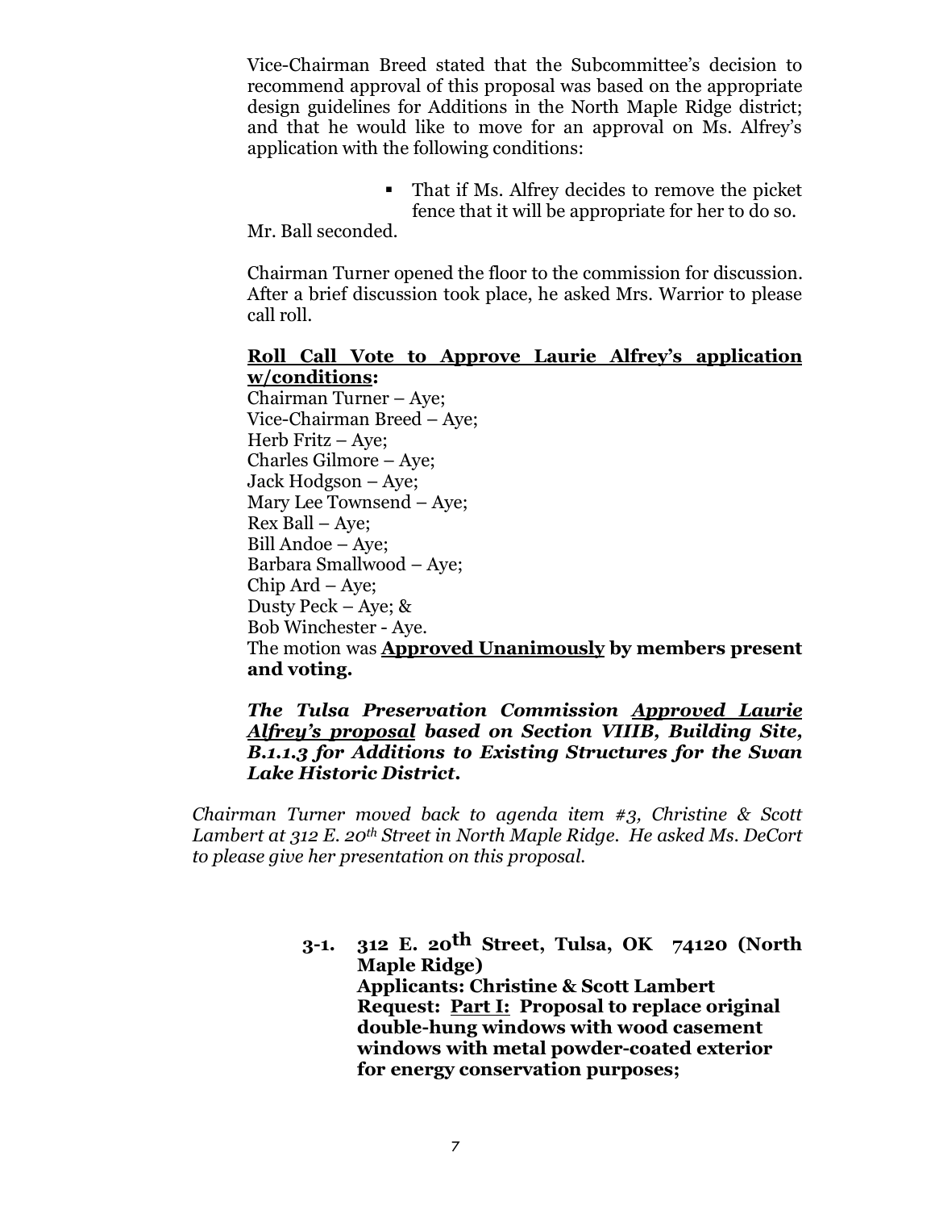Vice-Chairman Breed stated that the Subcommittee's decision to recommend approval of this proposal was based on the appropriate design guidelines for Additions in the North Maple Ridge district; and that he would like to move for an approval on Ms. Alfrey's application with the following conditions:

- That if Ms. Alfrey decides to remove the picket fence that it will be appropriate for her to do so.

Mr. Ball seconded.

Chairman Turner opened the floor to the commission for discussion. After a brief discussion took place, he asked Mrs. Warrior to please call roll.

**Roll Call Vote to Approve Laurie Alfrey's application w/conditions:**
Chairman Turner – Aye;
Vice-Chairman Breed – Aye;
Herb Fritz – Aye;
Charles Gilmore – Aye;
Jack Hodgson – Aye;
Mary Lee Townsend – Aye;
Rex Ball – Aye;
Bill Andoe – Aye;
Barbara Smallwood – Aye;
Chip Ard – Aye;
Dusty Peck – Aye; &
Bob Winchester - Aye.
The motion was **Approved Unanimously** by members present and voting.

***The Tulsa Preservation Commission Approved Laurie Alfrey's proposal based on Section VIIIB, Building Site, B.1.1.3 for Additions to Existing Structures for the Swan Lake Historic District.***

*Chairman Turner moved back to agenda item #3, Christine & Scott Lambert at 312 E. 20th Street in North Maple Ridge. He asked Ms. DeCort to please give her presentation on this proposal.*

**3-1. 312 E. 20th Street, Tulsa, OK 74120 (North Maple Ridge)**
**Applicants: Christine & Scott Lambert**
**Request: Part I: Proposal to replace original double-hung windows with wood casement windows with metal powder-coated exterior for energy conservation purposes;**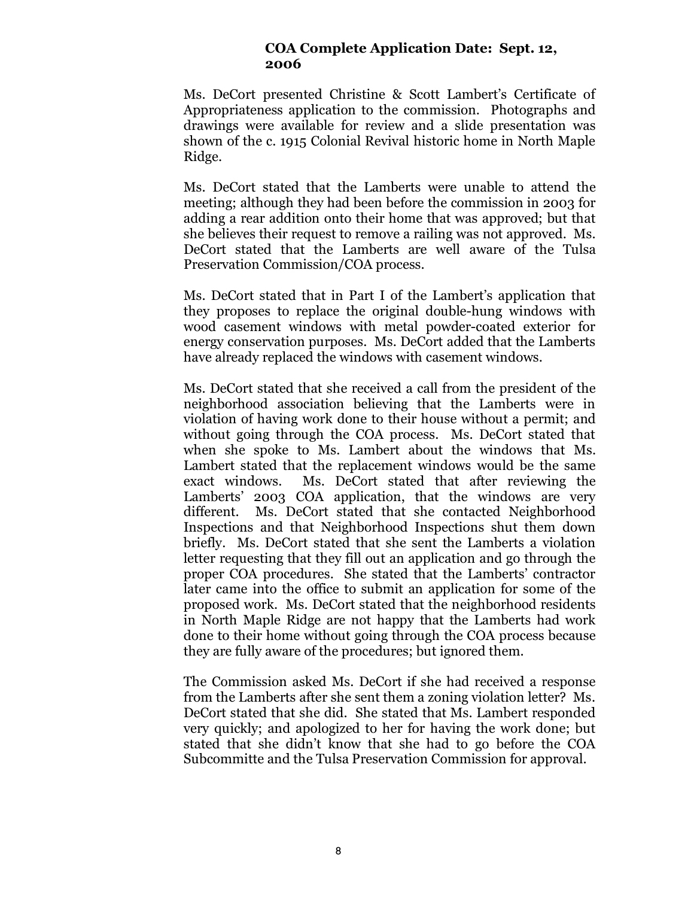**COA Complete Application Date: Sept. 12, 2006**

Ms. DeCort presented Christine & Scott Lambert's Certificate of Appropriateness application to the commission. Photographs and drawings were available for review and a slide presentation was shown of the c. 1915 Colonial Revival historic home in North Maple Ridge.

Ms. DeCort stated that the Lamberts were unable to attend the meeting; although they had been before the commission in 2003 for adding a rear addition onto their home that was approved; but that she believes their request to remove a railing was not approved. Ms. DeCort stated that the Lamberts are well aware of the Tulsa Preservation Commission/COA process.

Ms. DeCort stated that in Part I of the Lambert's application that they proposes to replace the original double-hung windows with wood casement windows with metal powder-coated exterior for energy conservation purposes. Ms. DeCort added that the Lamberts have already replaced the windows with casement windows.

Ms. DeCort stated that she received a call from the president of the neighborhood association believing that the Lamberts were in violation of having work done to their house without a permit; and without going through the COA process. Ms. DeCort stated that when she spoke to Ms. Lambert about the windows that Ms. Lambert stated that the replacement windows would be the same exact windows. Ms. DeCort stated that after reviewing the Lamberts' 2003 COA application, that the windows are very different. Ms. DeCort stated that she contacted Neighborhood Inspections and that Neighborhood Inspections shut them down briefly. Ms. DeCort stated that she sent the Lamberts a violation letter requesting that they fill out an application and go through the proper COA procedures. She stated that the Lamberts' contractor later came into the office to submit an application for some of the proposed work. Ms. DeCort stated that the neighborhood residents in North Maple Ridge are not happy that the Lamberts had work done to their home without going through the COA process because they are fully aware of the procedures; but ignored them.

The Commission asked Ms. DeCort if she had received a response from the Lamberts after she sent them a zoning violation letter? Ms. DeCort stated that she did. She stated that Ms. Lambert responded very quickly; and apologized to her for having the work done; but stated that she didn't know that she had to go before the COA Subcommitte and the Tulsa Preservation Commission for approval.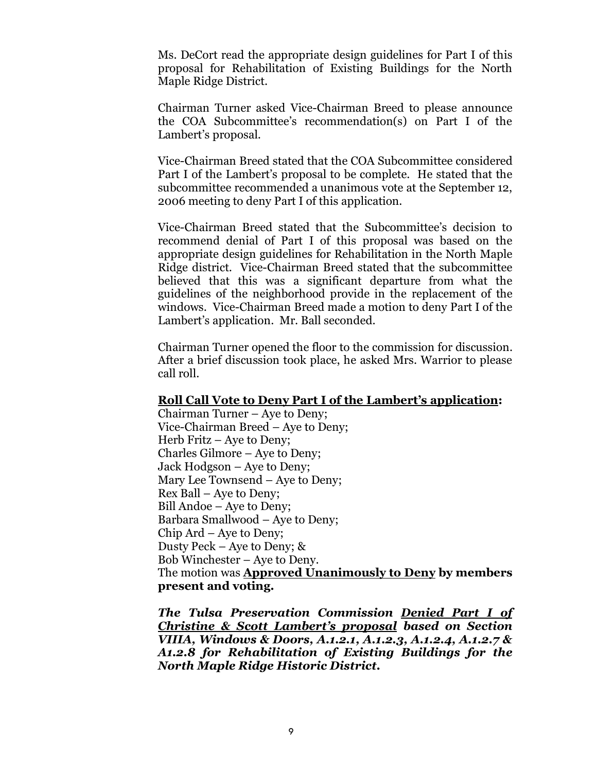Ms. DeCort read the appropriate design guidelines for Part I of this proposal for Rehabilitation of Existing Buildings for the North Maple Ridge District.

Chairman Turner asked Vice-Chairman Breed to please announce the COA Subcommittee's recommendation(s) on Part I of the Lambert's proposal.

Vice-Chairman Breed stated that the COA Subcommittee considered Part I of the Lambert's proposal to be complete. He stated that the subcommittee recommended a unanimous vote at the September 12, 2006 meeting to deny Part I of this application.

Vice-Chairman Breed stated that the Subcommittee's decision to recommend denial of Part I of this proposal was based on the appropriate design guidelines for Rehabilitation in the North Maple Ridge district. Vice-Chairman Breed stated that the subcommittee believed that this was a significant departure from what the guidelines of the neighborhood provide in the replacement of the windows. Vice-Chairman Breed made a motion to deny Part I of the Lambert's application. Mr. Ball seconded.

Chairman Turner opened the floor to the commission for discussion. After a brief discussion took place, he asked Mrs. Warrior to please call roll.

**<u>Roll Call Vote to Deny Part I of the Lambert's application</u>:**
Chairman Turner – Aye to Deny;
Vice-Chairman Breed – Aye to Deny;
Herb Fritz – Aye to Deny;
Charles Gilmore – Aye to Deny;
Jack Hodgson – Aye to Deny;
Mary Lee Townsend – Aye to Deny;
Rex Ball – Aye to Deny;
Bill Andoe – Aye to Deny;
Barbara Smallwood – Aye to Deny;
Chip Ard – Aye to Deny;
Dusty Peck – Aye to Deny; &
Bob Winchester – Aye to Deny.
The motion was **<u>Approved Unanimously to Deny</u> by members present and voting.**

***The Tulsa Preservation Commission <u>Denied Part I of Christine & Scott Lambert's proposal</u> based on Section VIIIA, Windows & Doors, A.1.2.1, A.1.2.3, A.1.2.4, A.1.2.7 & A1.2.8 for Rehabilitation of Existing Buildings for the North Maple Ridge Historic District.***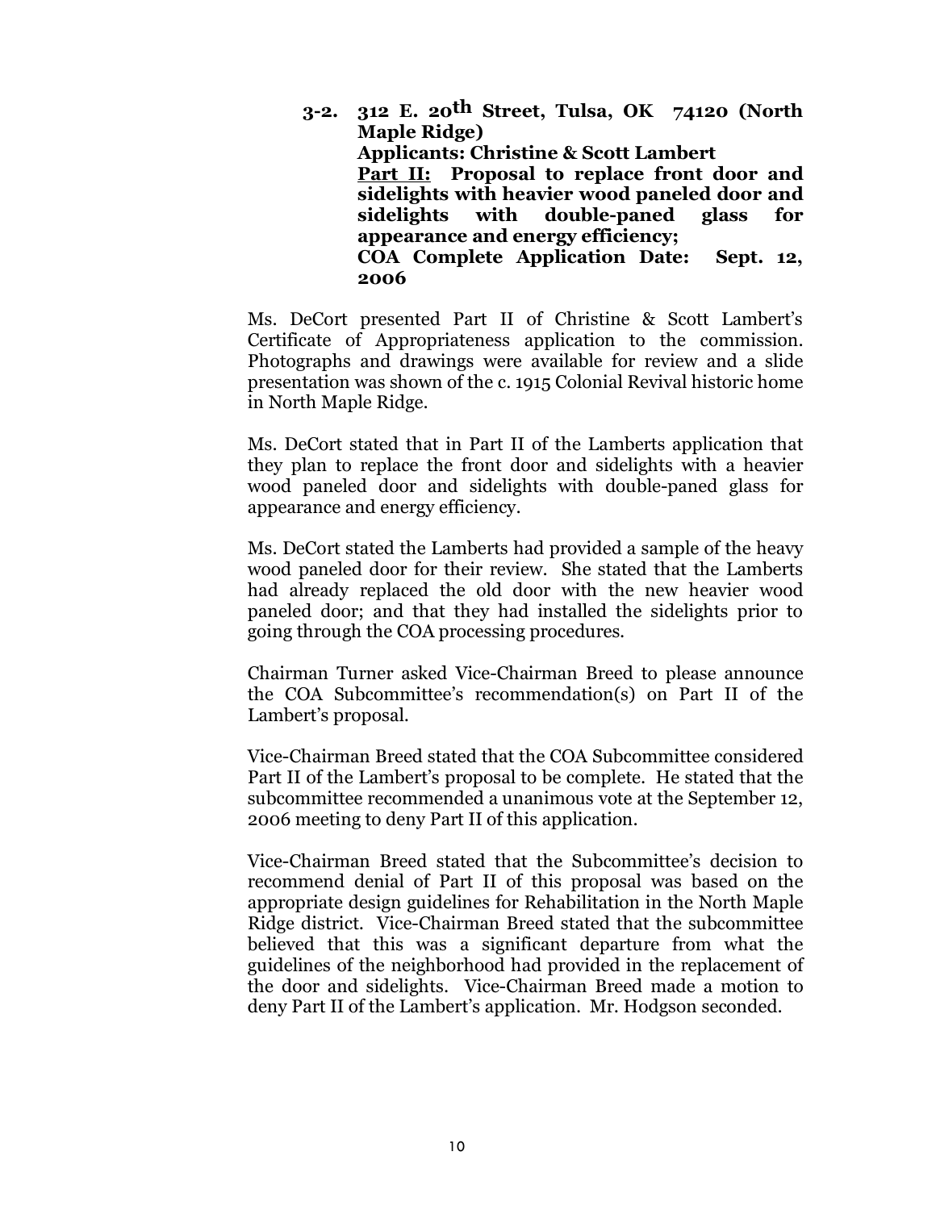**3-2. 312 E. 20th Street, Tulsa, OK 74120 (North Maple Ridge)**
**Applicants: Christine & Scott Lambert**
**<u>Part II:</u> Proposal to replace front door and sidelights with heavier wood paneled door and sidelights with double-paned glass for appearance and energy efficiency;**
**COA Complete Application Date: Sept. 12, 2006**

Ms. DeCort presented Part II of Christine & Scott Lambert's Certificate of Appropriateness application to the commission. Photographs and drawings were available for review and a slide presentation was shown of the c. 1915 Colonial Revival historic home in North Maple Ridge.

Ms. DeCort stated that in Part II of the Lamberts application that they plan to replace the front door and sidelights with a heavier wood paneled door and sidelights with double-paned glass for appearance and energy efficiency.

Ms. DeCort stated the Lamberts had provided a sample of the heavy wood paneled door for their review. She stated that the Lamberts had already replaced the old door with the new heavier wood paneled door; and that they had installed the sidelights prior to going through the COA processing procedures.

Chairman Turner asked Vice-Chairman Breed to please announce the COA Subcommittee's recommendation(s) on Part II of the Lambert's proposal.

Vice-Chairman Breed stated that the COA Subcommittee considered Part II of the Lambert's proposal to be complete. He stated that the subcommittee recommended a unanimous vote at the September 12, 2006 meeting to deny Part II of this application.

Vice-Chairman Breed stated that the Subcommittee's decision to recommend denial of Part II of this proposal was based on the appropriate design guidelines for Rehabilitation in the North Maple Ridge district. Vice-Chairman Breed stated that the subcommittee believed that this was a significant departure from what the guidelines of the neighborhood had provided in the replacement of the door and sidelights. Vice-Chairman Breed made a motion to deny Part II of the Lambert's application. Mr. Hodgson seconded.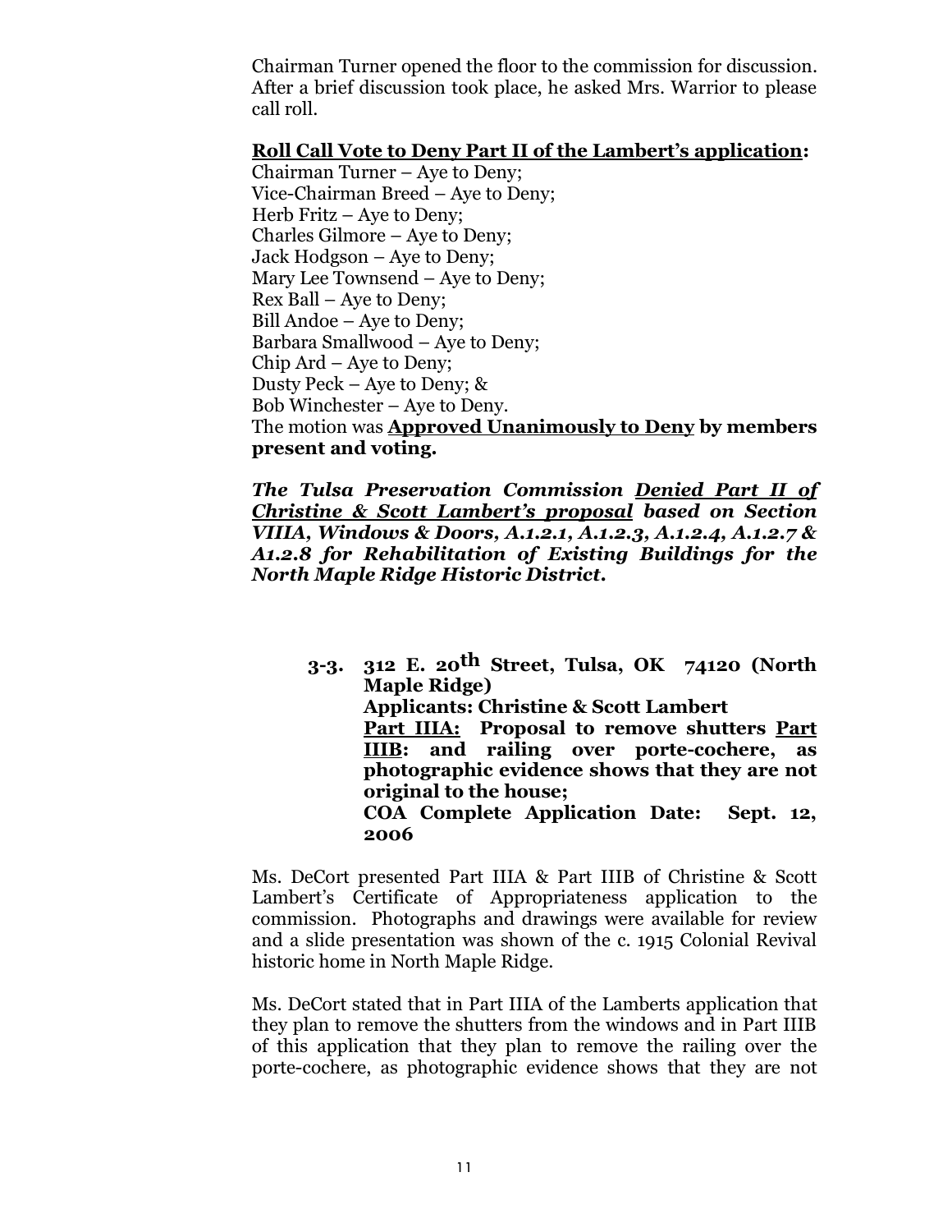Chairman Turner opened the floor to the commission for discussion. After a brief discussion took place, he asked Mrs. Warrior to please call roll.

**Roll Call Vote to Deny Part II of the Lambert's application:**

Chairman Turner – Aye to Deny;
Vice-Chairman Breed – Aye to Deny;
Herb Fritz – Aye to Deny;
Charles Gilmore – Aye to Deny;
Jack Hodgson – Aye to Deny;
Mary Lee Townsend – Aye to Deny;
Rex Ball – Aye to Deny;
Bill Andoe – Aye to Deny;
Barbara Smallwood – Aye to Deny;
Chip Ard – Aye to Deny;
Dusty Peck – Aye to Deny; &
Bob Winchester – Aye to Deny.
The motion was **Approved Unanimously to Deny by members present and voting.**

***The Tulsa Preservation Commission Denied Part II of Christine & Scott Lambert's proposal based on Section VIIIA, Windows & Doors, A.1.2.1, A.1.2.3, A.1.2.4, A.1.2.7 & A1.2.8 for Rehabilitation of Existing Buildings for the North Maple Ridge Historic District.***

**3-3. 312 E. 20th Street, Tulsa, OK 74120 (North Maple Ridge)**
**Applicants: Christine & Scott Lambert**
**Part IIIA: Proposal to remove shutters Part IIIB: and railing over porte-cochere, as photographic evidence shows that they are not original to the house;**
**COA Complete Application Date: Sept. 12, 2006**

Ms. DeCort presented Part IIIA & Part IIIB of Christine & Scott Lambert's Certificate of Appropriateness application to the commission. Photographs and drawings were available for review and a slide presentation was shown of the c. 1915 Colonial Revival historic home in North Maple Ridge.

Ms. DeCort stated that in Part IIIA of the Lamberts application that they plan to remove the shutters from the windows and in Part IIIB of this application that they plan to remove the railing over the porte-cochere, as photographic evidence shows that they are not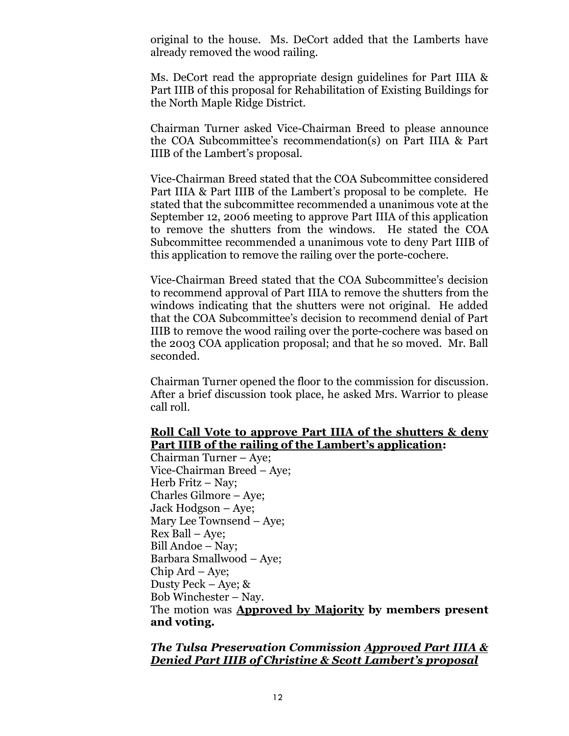original to the house. Ms. DeCort added that the Lamberts have already removed the wood railing.

Ms. DeCort read the appropriate design guidelines for Part IIIA & Part IIIB of this proposal for Rehabilitation of Existing Buildings for the North Maple Ridge District.

Chairman Turner asked Vice-Chairman Breed to please announce the COA Subcommittee's recommendation(s) on Part IIIA & Part IIIB of the Lambert's proposal.

Vice-Chairman Breed stated that the COA Subcommittee considered Part IIIA & Part IIIB of the Lambert's proposal to be complete. He stated that the subcommittee recommended a unanimous vote at the September 12, 2006 meeting to approve Part IIIA of this application to remove the shutters from the windows. He stated the COA Subcommittee recommended a unanimous vote to deny Part IIIB of this application to remove the railing over the porte-cochere.

Vice-Chairman Breed stated that the COA Subcommittee's decision to recommend approval of Part IIIA to remove the shutters from the windows indicating that the shutters were not original. He added that the COA Subcommittee's decision to recommend denial of Part IIIB to remove the wood railing over the porte-cochere was based on the 2003 COA application proposal; and that he so moved. Mr. Ball seconded.

Chairman Turner opened the floor to the commission for discussion. After a brief discussion took place, he asked Mrs. Warrior to please call roll.

**Roll Call Vote to approve Part IIIA of the shutters & deny Part IIIB of the railing of the Lambert's application:**

Chairman Turner – Aye;
Vice-Chairman Breed – Aye;
Herb Fritz – Nay;
Charles Gilmore – Aye;
Jack Hodgson – Aye;
Mary Lee Townsend – Aye;
Rex Ball – Aye;
Bill Andoe – Nay;
Barbara Smallwood – Aye;
Chip Ard – Aye;
Dusty Peck – Aye; &
Bob Winchester – Nay.
The motion was **Approved by Majority** **by members present and voting.**

***The Tulsa Preservation Commission Approved Part IIIA & Denied Part IIIB of Christine & Scott Lambert's proposal***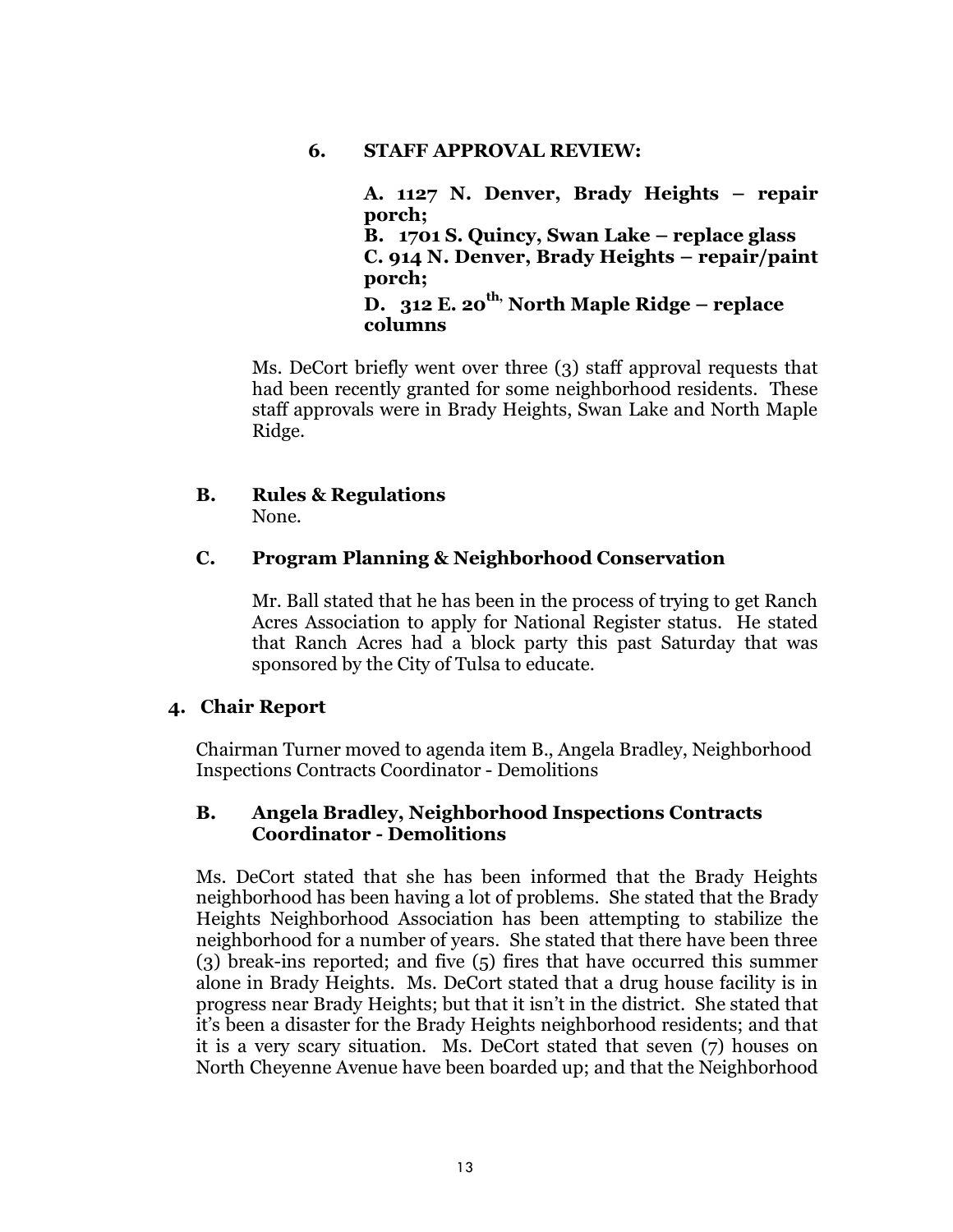**6. STAFF APPROVAL REVIEW:**

**A. 1127 N. Denver, Brady Heights – repair porch;**
**B. 1701 S. Quincy, Swan Lake – replace glass**
**C. 914 N. Denver, Brady Heights – repair/paint porch;**
**D. 312 E. 20th, North Maple Ridge – replace columns**

Ms. DeCort briefly went over three (3) staff approval requests that had been recently granted for some neighborhood residents. These staff approvals were in Brady Heights, Swan Lake and North Maple Ridge.

**B. Rules & Regulations**

None.

**C. Program Planning & Neighborhood Conservation**

Mr. Ball stated that he has been in the process of trying to get Ranch Acres Association to apply for National Register status. He stated that Ranch Acres had a block party this past Saturday that was sponsored by the City of Tulsa to educate.

## 4. Chair Report

Chairman Turner moved to agenda item B., Angela Bradley, Neighborhood Inspections Contracts Coordinator - Demolitions

**B. Angela Bradley, Neighborhood Inspections Contracts Coordinator - Demolitions**

Ms. DeCort stated that she has been informed that the Brady Heights neighborhood has been having a lot of problems. She stated that the Brady Heights Neighborhood Association has been attempting to stabilize the neighborhood for a number of years. She stated that there have been three (3) break-ins reported; and five (5) fires that have occurred this summer alone in Brady Heights. Ms. DeCort stated that a drug house facility is in progress near Brady Heights; but that it isn't in the district. She stated that it's been a disaster for the Brady Heights neighborhood residents; and that it is a very scary situation. Ms. DeCort stated that seven (7) houses on North Cheyenne Avenue have been boarded up; and that the Neighborhood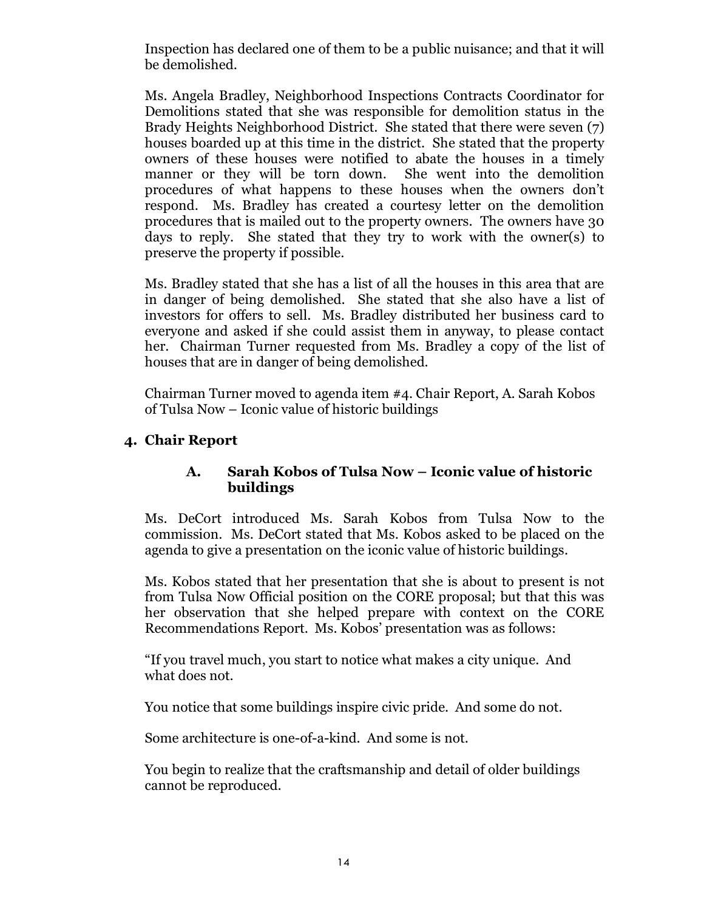Inspection has declared one of them to be a public nuisance; and that it will be demolished.

Ms. Angela Bradley, Neighborhood Inspections Contracts Coordinator for Demolitions stated that she was responsible for demolition status in the Brady Heights Neighborhood District. She stated that there were seven (7) houses boarded up at this time in the district. She stated that the property owners of these houses were notified to abate the houses in a timely manner or they will be torn down. She went into the demolition procedures of what happens to these houses when the owners don't respond. Ms. Bradley has created a courtesy letter on the demolition procedures that is mailed out to the property owners. The owners have 30 days to reply. She stated that they try to work with the owner(s) to preserve the property if possible.

Ms. Bradley stated that she has a list of all the houses in this area that are in danger of being demolished. She stated that she also have a list of investors for offers to sell. Ms. Bradley distributed her business card to everyone and asked if she could assist them in anyway, to please contact her. Chairman Turner requested from Ms. Bradley a copy of the list of houses that are in danger of being demolished.

Chairman Turner moved to agenda item #4. Chair Report, A. Sarah Kobos of Tulsa Now – Iconic value of historic buildings

## 4. Chair Report

### A. Sarah Kobos of Tulsa Now – Iconic value of historic buildings

Ms. DeCort introduced Ms. Sarah Kobos from Tulsa Now to the commission. Ms. DeCort stated that Ms. Kobos asked to be placed on the agenda to give a presentation on the iconic value of historic buildings.

Ms. Kobos stated that her presentation that she is about to present is not from Tulsa Now Official position on the CORE proposal; but that this was her observation that she helped prepare with context on the CORE Recommendations Report. Ms. Kobos' presentation was as follows:

"If you travel much, you start to notice what makes a city unique. And what does not.

You notice that some buildings inspire civic pride. And some do not.

Some architecture is one-of-a-kind. And some is not.

You begin to realize that the craftsmanship and detail of older buildings cannot be reproduced.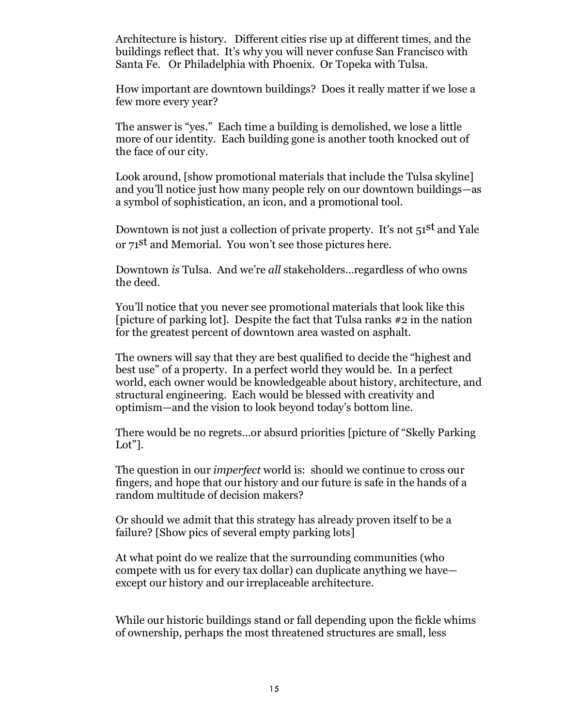Architecture is history. Different cities rise up at different times, and the buildings reflect that. It's why you will never confuse San Francisco with Santa Fe. Or Philadelphia with Phoenix. Or Topeka with Tulsa.

How important are downtown buildings? Does it really matter if we lose a few more every year?

The answer is "yes." Each time a building is demolished, we lose a little more of our identity. Each building gone is another tooth knocked out of the face of our city.

Look around, [show promotional materials that include the Tulsa skyline] and you'll notice just how many people rely on our downtown buildings—as a symbol of sophistication, an icon, and a promotional tool.

Downtown is not just a collection of private property. It's not 51st and Yale or 71st and Memorial. You won't see those pictures here.

Downtown *is* Tulsa. And we're *all* stakeholders…regardless of who owns the deed.

You'll notice that you never see promotional materials that look like this [picture of parking lot]. Despite the fact that Tulsa ranks #2 in the nation for the greatest percent of downtown area wasted on asphalt.

The owners will say that they are best qualified to decide the "highest and best use" of a property. In a perfect world they would be. In a perfect world, each owner would be knowledgeable about history, architecture, and structural engineering. Each would be blessed with creativity and optimism—and the vision to look beyond today's bottom line.

There would be no regrets…or absurd priorities [picture of "Skelly Parking Lot"].

The question in our *imperfect* world is: should we continue to cross our fingers, and hope that our history and our future is safe in the hands of a random multitude of decision makers?

Or should we admit that this strategy has already proven itself to be a failure? [Show pics of several empty parking lots]

At what point do we realize that the surrounding communities (who compete with us for every tax dollar) can duplicate anything we have—except our history and our irreplaceable architecture.

While our historic buildings stand or fall depending upon the fickle whims of ownership, perhaps the most threatened structures are small, less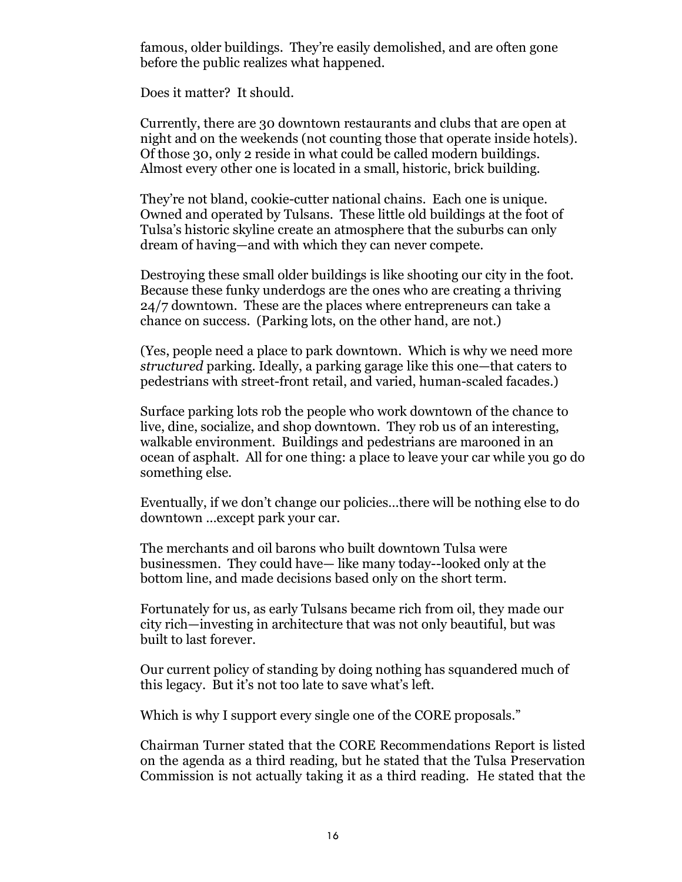famous, older buildings. They're easily demolished, and are often gone before the public realizes what happened.

Does it matter? It should.

Currently, there are 30 downtown restaurants and clubs that are open at night and on the weekends (not counting those that operate inside hotels). Of those 30, only 2 reside in what could be called modern buildings. Almost every other one is located in a small, historic, brick building.

They're not bland, cookie-cutter national chains. Each one is unique. Owned and operated by Tulsans. These little old buildings at the foot of Tulsa's historic skyline create an atmosphere that the suburbs can only dream of having—and with which they can never compete.

Destroying these small older buildings is like shooting our city in the foot. Because these funky underdogs are the ones who are creating a thriving 24/7 downtown. These are the places where entrepreneurs can take a chance on success. (Parking lots, on the other hand, are not.)

(Yes, people need a place to park downtown. Which is why we need more *structured* parking. Ideally, a parking garage like this one—that caters to pedestrians with street-front retail, and varied, human-scaled facades.)

Surface parking lots rob the people who work downtown of the chance to live, dine, socialize, and shop downtown. They rob us of an interesting, walkable environment. Buildings and pedestrians are marooned in an ocean of asphalt. All for one thing: a place to leave your car while you go do something else.

Eventually, if we don't change our policies…there will be nothing else to do downtown …except park your car.

The merchants and oil barons who built downtown Tulsa were businessmen. They could have— like many today--looked only at the bottom line, and made decisions based only on the short term.

Fortunately for us, as early Tulsans became rich from oil, they made our city rich—investing in architecture that was not only beautiful, but was built to last forever.

Our current policy of standing by doing nothing has squandered much of this legacy. But it's not too late to save what's left.

Which is why I support every single one of the CORE proposals."

Chairman Turner stated that the CORE Recommendations Report is listed on the agenda as a third reading, but he stated that the Tulsa Preservation Commission is not actually taking it as a third reading. He stated that the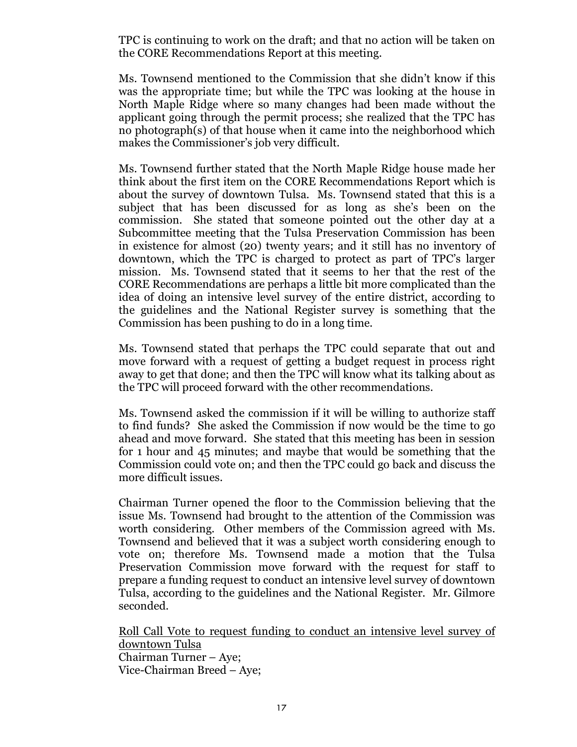TPC is continuing to work on the draft; and that no action will be taken on the CORE Recommendations Report at this meeting.

Ms. Townsend mentioned to the Commission that she didn't know if this was the appropriate time; but while the TPC was looking at the house in North Maple Ridge where so many changes had been made without the applicant going through the permit process; she realized that the TPC has no photograph(s) of that house when it came into the neighborhood which makes the Commissioner's job very difficult.

Ms. Townsend further stated that the North Maple Ridge house made her think about the first item on the CORE Recommendations Report which is about the survey of downtown Tulsa. Ms. Townsend stated that this is a subject that has been discussed for as long as she's been on the commission. She stated that someone pointed out the other day at a Subcommittee meeting that the Tulsa Preservation Commission has been in existence for almost (20) twenty years; and it still has no inventory of downtown, which the TPC is charged to protect as part of TPC's larger mission. Ms. Townsend stated that it seems to her that the rest of the CORE Recommendations are perhaps a little bit more complicated than the idea of doing an intensive level survey of the entire district, according to the guidelines and the National Register survey is something that the Commission has been pushing to do in a long time.

Ms. Townsend stated that perhaps the TPC could separate that out and move forward with a request of getting a budget request in process right away to get that done; and then the TPC will know what its talking about as the TPC will proceed forward with the other recommendations.

Ms. Townsend asked the commission if it will be willing to authorize staff to find funds? She asked the Commission if now would be the time to go ahead and move forward. She stated that this meeting has been in session for 1 hour and 45 minutes; and maybe that would be something that the Commission could vote on; and then the TPC could go back and discuss the more difficult issues.

Chairman Turner opened the floor to the Commission believing that the issue Ms. Townsend had brought to the attention of the Commission was worth considering. Other members of the Commission agreed with Ms. Townsend and believed that it was a subject worth considering enough to vote on; therefore Ms. Townsend made a motion that the Tulsa Preservation Commission move forward with the request for staff to prepare a funding request to conduct an intensive level survey of downtown Tulsa, according to the guidelines and the National Register. Mr. Gilmore seconded.

<u>Roll Call Vote to request funding to conduct an intensive level survey of downtown Tulsa</u>  
Chairman Turner – Aye;  
Vice-Chairman Breed – Aye;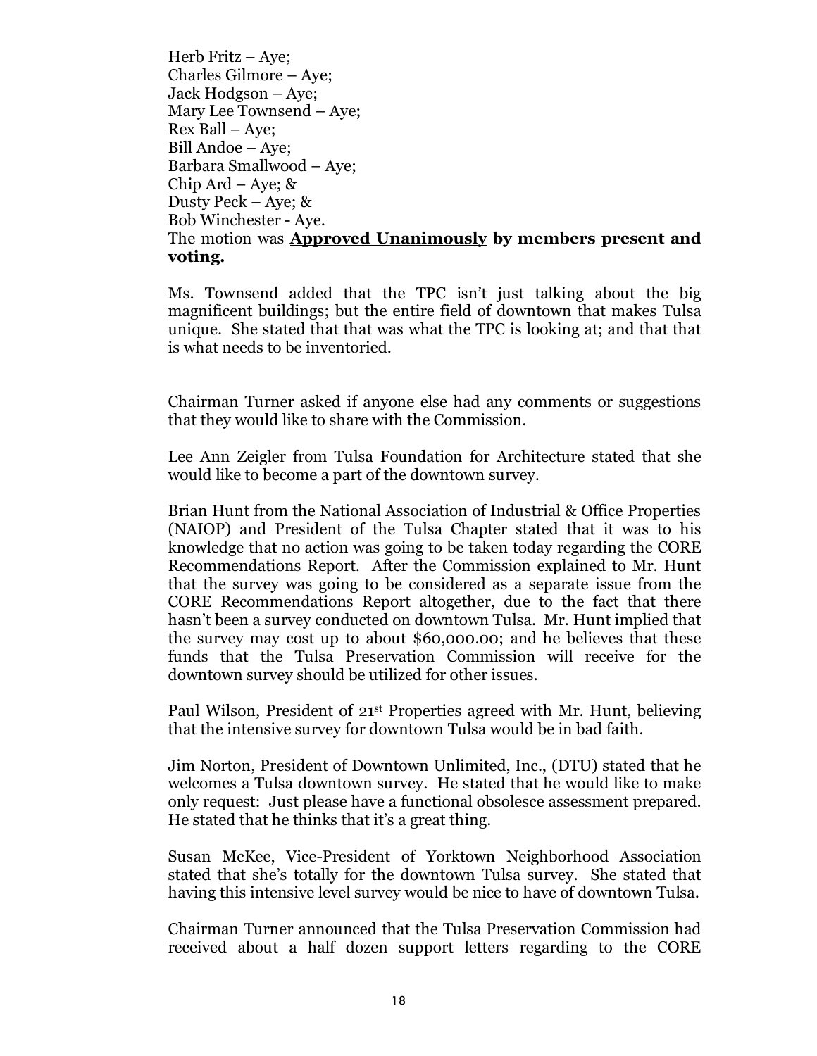Herb Fritz – Aye;  
Charles Gilmore – Aye;  
Jack Hodgson – Aye;  
Mary Lee Townsend – Aye;  
Rex Ball – Aye;  
Bill Andoe – Aye;  
Barbara Smallwood – Aye;  
Chip Ard – Aye; &  
Dusty Peck – Aye; &  
Bob Winchester - Aye.  
The motion was **Approved Unanimously by members present and voting.**

Ms. Townsend added that the TPC isn't just talking about the big magnificent buildings; but the entire field of downtown that makes Tulsa unique. She stated that that was what the TPC is looking at; and that that is what needs to be inventoried.

Chairman Turner asked if anyone else had any comments or suggestions that they would like to share with the Commission.

Lee Ann Zeigler from Tulsa Foundation for Architecture stated that she would like to become a part of the downtown survey.

Brian Hunt from the National Association of Industrial & Office Properties (NAIOP) and President of the Tulsa Chapter stated that it was to his knowledge that no action was going to be taken today regarding the CORE Recommendations Report. After the Commission explained to Mr. Hunt that the survey was going to be considered as a separate issue from the CORE Recommendations Report altogether, due to the fact that there hasn't been a survey conducted on downtown Tulsa. Mr. Hunt implied that the survey may cost up to about $60,000.00; and he believes that these funds that the Tulsa Preservation Commission will receive for the downtown survey should be utilized for other issues.

Paul Wilson, President of 21st Properties agreed with Mr. Hunt, believing that the intensive survey for downtown Tulsa would be in bad faith.

Jim Norton, President of Downtown Unlimited, Inc., (DTU) stated that he welcomes a Tulsa downtown survey. He stated that he would like to make only request: Just please have a functional obsolesce assessment prepared. He stated that he thinks that it's a great thing.

Susan McKee, Vice-President of Yorktown Neighborhood Association stated that she's totally for the downtown Tulsa survey. She stated that having this intensive level survey would be nice to have of downtown Tulsa.

Chairman Turner announced that the Tulsa Preservation Commission had received about a half dozen support letters regarding to the CORE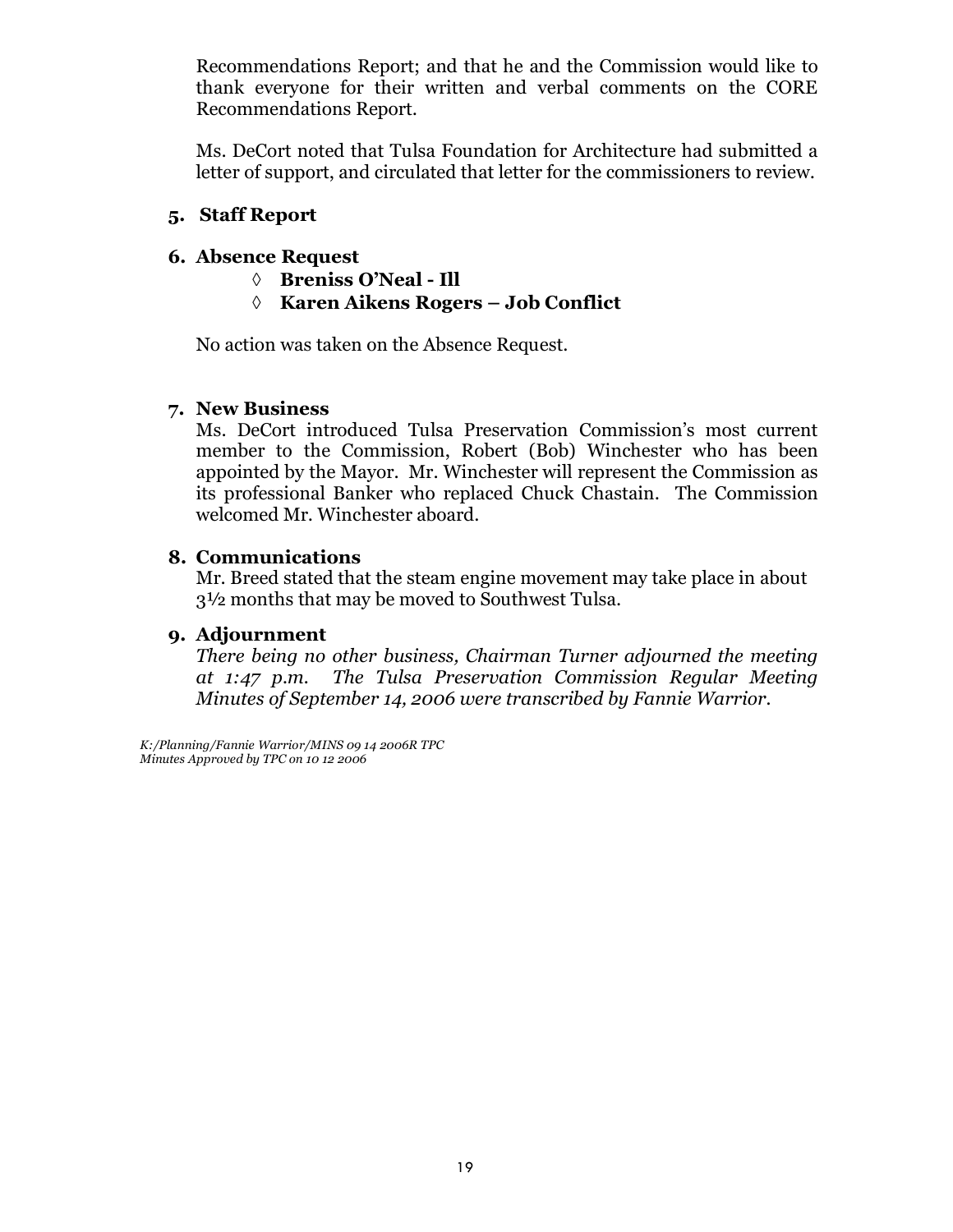Recommendations Report; and that he and the Commission would like to thank everyone for their written and verbal comments on the CORE Recommendations Report.

Ms. DeCort noted that Tulsa Foundation for Architecture had submitted a letter of support, and circulated that letter for the commissioners to review.

**5. Staff Report**

**6. Absence Request**

- ◊ **Breniss O'Neal - Ill**
- ◊ **Karen Aikens Rogers – Job Conflict**

No action was taken on the Absence Request.

**7. New Business**

Ms. DeCort introduced Tulsa Preservation Commission's most current member to the Commission, Robert (Bob) Winchester who has been appointed by the Mayor. Mr. Winchester will represent the Commission as its professional Banker who replaced Chuck Chastain. The Commission welcomed Mr. Winchester aboard.

**8. Communications**

Mr. Breed stated that the steam engine movement may take place in about 3½ months that may be moved to Southwest Tulsa.

**9. Adjournment**

*There being no other business, Chairman Turner adjourned the meeting at 1:47 p.m. The Tulsa Preservation Commission Regular Meeting Minutes of September 14, 2006 were transcribed by Fannie Warrior.*

*K:/Planning/Fannie Warrior/MINS 09 14 2006R TPC*
*Minutes Approved by TPC on 10 12 2006*